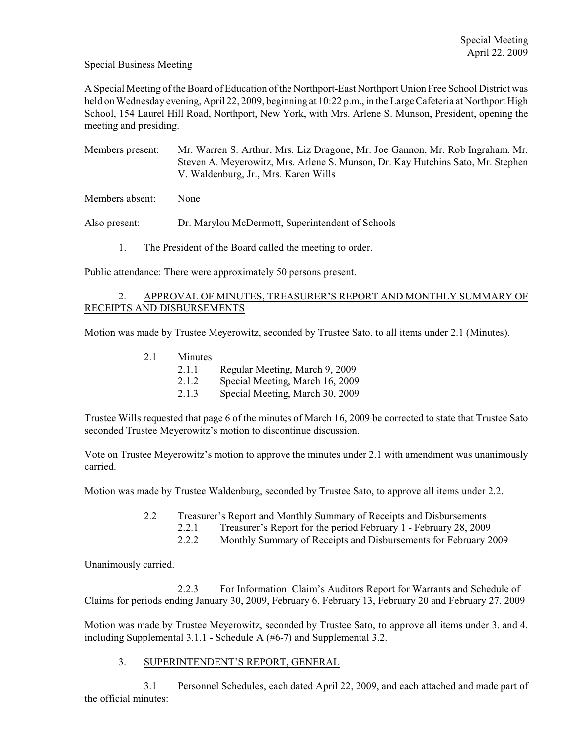Special Meeting
April 22, 2009

Special Business Meeting

A Special Meeting of the Board of Education of the Northport-East Northport Union Free School District was held on Wednesday evening, April 22, 2009, beginning at 10:22 p.m., in the Large Cafeteria at Northport High School, 154 Laurel Hill Road, Northport, New York, with Mrs. Arlene S. Munson, President, opening the meeting and presiding.

Members present: Mr. Warren S. Arthur, Mrs. Liz Dragone, Mr. Joe Gannon, Mr. Rob Ingraham, Mr. Steven A. Meyerowitz, Mrs. Arlene S. Munson, Dr. Kay Hutchins Sato, Mr. Stephen V. Waldenburg, Jr., Mrs. Karen Wills

Members absent: None

Also present: Dr. Marylou McDermott, Superintendent of Schools

1. The President of the Board called the meeting to order.

Public attendance: There were approximately 50 persons present.

2. APPROVAL OF MINUTES, TREASURER'S REPORT AND MONTHLY SUMMARY OF RECEIPTS AND DISBURSEMENTS

Motion was made by Trustee Meyerowitz, seconded by Trustee Sato, to all items under 2.1 (Minutes).

- 2.1 Minutes
  - 2.1.1 Regular Meeting, March 9, 2009
  - 2.1.2 Special Meeting, March 16, 2009
  - 2.1.3 Special Meeting, March 30, 2009

Trustee Wills requested that page 6 of the minutes of March 16, 2009 be corrected to state that Trustee Sato seconded Trustee Meyerowitz's motion to discontinue discussion.

Vote on Trustee Meyerowitz's motion to approve the minutes under 2.1 with amendment was unanimously carried.

Motion was made by Trustee Waldenburg, seconded by Trustee Sato, to approve all items under 2.2.

- 2.2 Treasurer's Report and Monthly Summary of Receipts and Disbursements
  - 2.2.1 Treasurer's Report for the period February 1 - February 28, 2009
  - 2.2.2 Monthly Summary of Receipts and Disbursements for February 2009

Unanimously carried.

2.2.3 For Information: Claim's Auditors Report for Warrants and Schedule of Claims for periods ending January 30, 2009, February 6, February 13, February 20 and February 27, 2009

Motion was made by Trustee Meyerowitz, seconded by Trustee Sato, to approve all items under 3. and 4. including Supplemental 3.1.1 - Schedule A (#6-7) and Supplemental 3.2.

3. SUPERINTENDENT'S REPORT, GENERAL

3.1 Personnel Schedules, each dated April 22, 2009, and each attached and made part of the official minutes: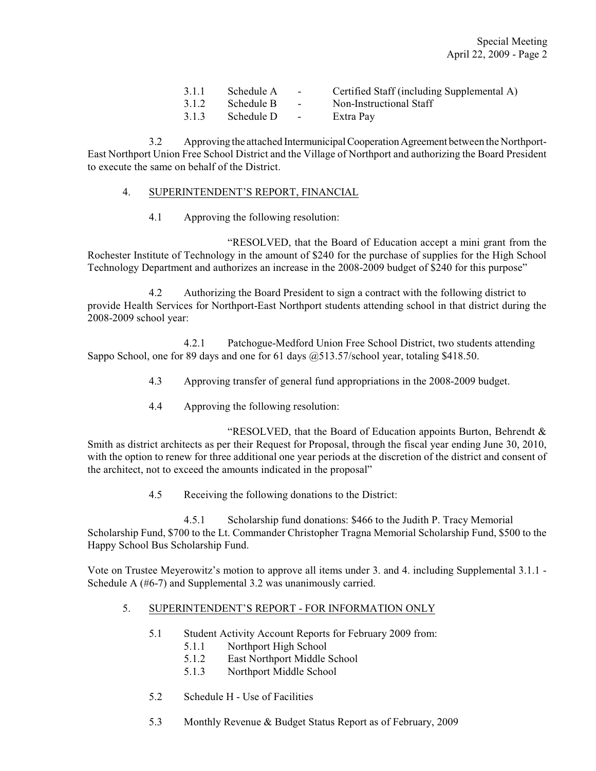3.1.1 Schedule A - Certified Staff (including Supplemental A)
3.1.2 Schedule B - Non-Instructional Staff
3.1.3 Schedule D - Extra Pay

3.2 Approving the attached Intermunicipal Cooperation Agreement between the Northport-East Northport Union Free School District and the Village of Northport and authorizing the Board President to execute the same on behalf of the District.

4. SUPERINTENDENT'S REPORT, FINANCIAL

4.1 Approving the following resolution:

"RESOLVED, that the Board of Education accept a mini grant from the Rochester Institute of Technology in the amount of $240 for the purchase of supplies for the High School Technology Department and authorizes an increase in the 2008-2009 budget of $240 for this purpose"

4.2 Authorizing the Board President to sign a contract with the following district to provide Health Services for Northport-East Northport students attending school in that district during the 2008-2009 school year:

4.2.1 Patchogue-Medford Union Free School District, two students attending Sappo School, one for 89 days and one for 61 days @513.57/school year, totaling $418.50.

4.3 Approving transfer of general fund appropriations in the 2008-2009 budget.

4.4 Approving the following resolution:

"RESOLVED, that the Board of Education appoints Burton, Behrendt & Smith as district architects as per their Request for Proposal, through the fiscal year ending June 30, 2010, with the option to renew for three additional one year periods at the discretion of the district and consent of the architect, not to exceed the amounts indicated in the proposal"

4.5 Receiving the following donations to the District:

4.5.1 Scholarship fund donations: $466 to the Judith P. Tracy Memorial Scholarship Fund, $700 to the Lt. Commander Christopher Tragna Memorial Scholarship Fund, $500 to the Happy School Bus Scholarship Fund.

Vote on Trustee Meyerowitz's motion to approve all items under 3. and 4. including Supplemental 3.1.1 - Schedule A (#6-7) and Supplemental 3.2 was unanimously carried.

5. SUPERINTENDENT'S REPORT - FOR INFORMATION ONLY

5.1 Student Activity Account Reports for February 2009 from:
   5.1.1 Northport High School
   5.1.2 East Northport Middle School
   5.1.3 Northport Middle School

5.2 Schedule H - Use of Facilities

5.3 Monthly Revenue & Budget Status Report as of February, 2009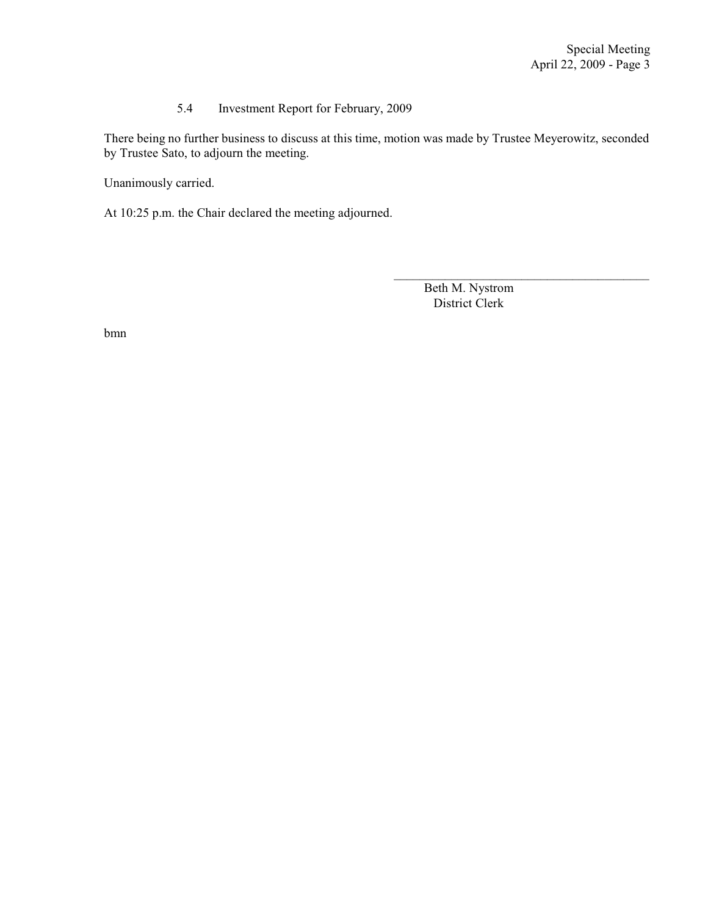5.4 Investment Report for February, 2009

There being no further business to discuss at this time, motion was made by Trustee Meyerowitz, seconded by Trustee Sato, to adjourn the meeting.

Unanimously carried.

At 10:25 p.m. the Chair declared the meeting adjourned.

\_\_\_\_\_\_\_\_\_\_\_\_\_\_\_\_\_\_\_\_\_\_\_\_\_\_\_\_\_\_\_\_\_\_\_\_\_\_\_\_

Beth M. Nystrom
District Clerk

bmn